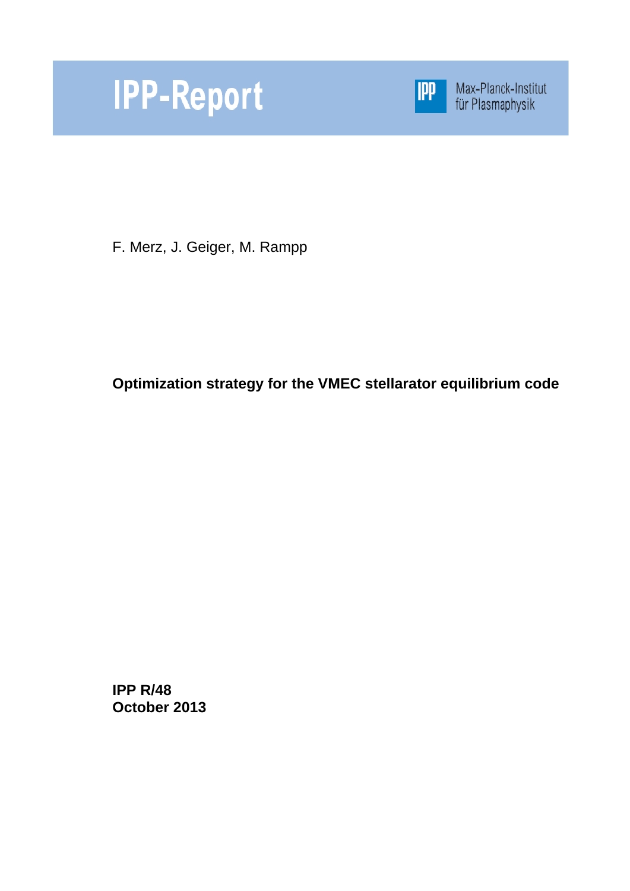IPP-Report

Max-Planck-Institut für Plasmaphysik

F. Merz, J. Geiger, M. Rampp

**Optimization strategy for the VMEC stellarator equilibrium code**

**IPP R/48**
**October 2013**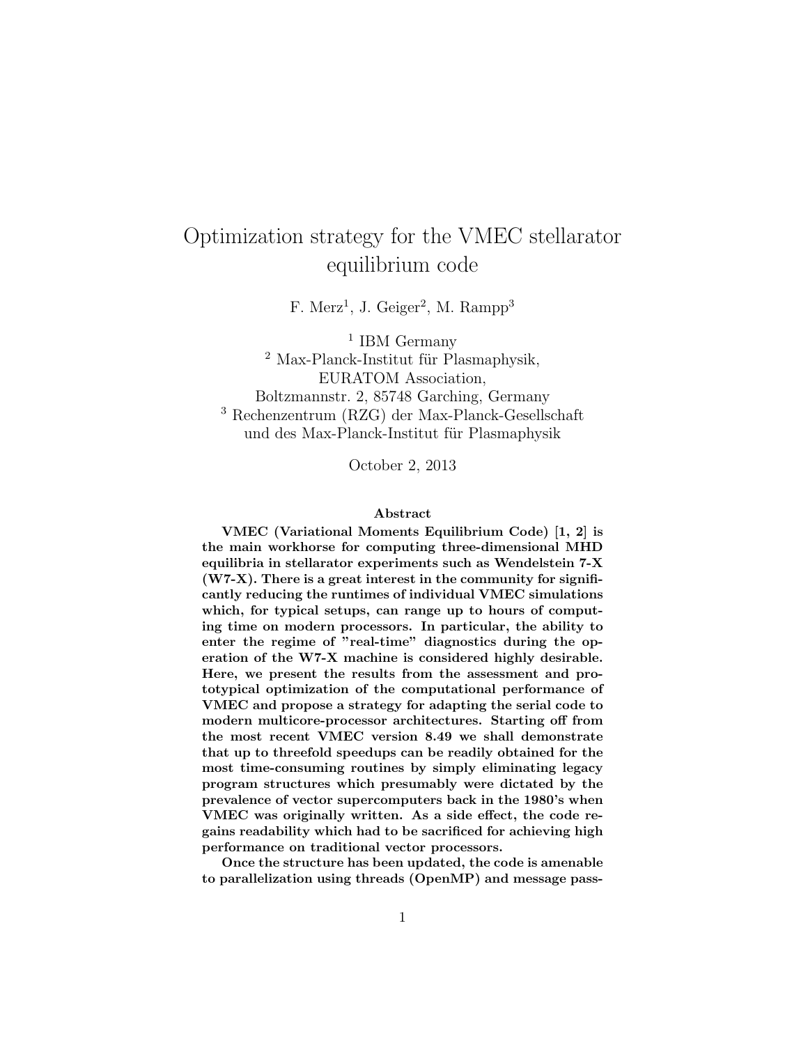# Optimization strategy for the VMEC stellarator equilibrium code

F. Merz[1], J. Geiger[2], M. Rampp[3]

[1] IBM Germany
[2] Max-Planck-Institut für Plasmaphysik, EURATOM Association, Boltzmannstr. 2, 85748 Garching, Germany
[3] Rechenzentrum (RZG) der Max-Planck-Gesellschaft und des Max-Planck-Institut für Plasmaphysik

October 2, 2013

### Abstract

**VMEC (Variational Moments Equilibrium Code) [1, 2] is the main workhorse for computing three-dimensional MHD equilibria in stellarator experiments such as Wendelstein 7-X (W7-X). There is a great interest in the community for significantly reducing the runtimes of individual VMEC simulations which, for typical setups, can range up to hours of computing time on modern processors. In particular, the ability to enter the regime of "real-time" diagnostics during the operation of the W7-X machine is considered highly desirable. Here, we present the results from the assessment and prototypical optimization of the computational performance of VMEC and propose a strategy for adapting the serial code to modern multicore-processor architectures. Starting off from the most recent VMEC version 8.49 we shall demonstrate that up to threefold speedups can be readily obtained for the most time-consuming routines by simply eliminating legacy program structures which presumably were dictated by the prevalence of vector supercomputers back in the 1980's when VMEC was originally written. As a side effect, the code regains readability which had to be sacrificed for achieving high performance on traditional vector processors.**

**Once the structure has been updated, the code is amenable to parallelization using threads (OpenMP) and message pass-**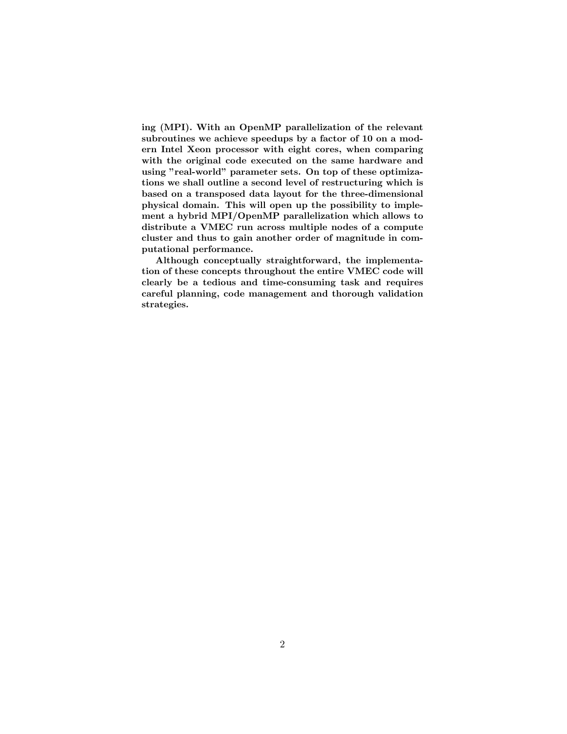**ing (MPI). With an OpenMP parallelization of the relevant subroutines we achieve speedups by a factor of 10 on a modern Intel Xeon processor with eight cores, when comparing with the original code executed on the same hardware and using "real-world" parameter sets. On top of these optimizations we shall outline a second level of restructuring which is based on a transposed data layout for the three-dimensional physical domain. This will open up the possibility to implement a hybrid MPI/OpenMP parallelization which allows to distribute a VMEC run across multiple nodes of a compute cluster and thus to gain another order of magnitude in computational performance.**

**Although conceptually straightforward, the implementation of these concepts throughout the entire VMEC code will clearly be a tedious and time-consuming task and requires careful planning, code management and thorough validation strategies.**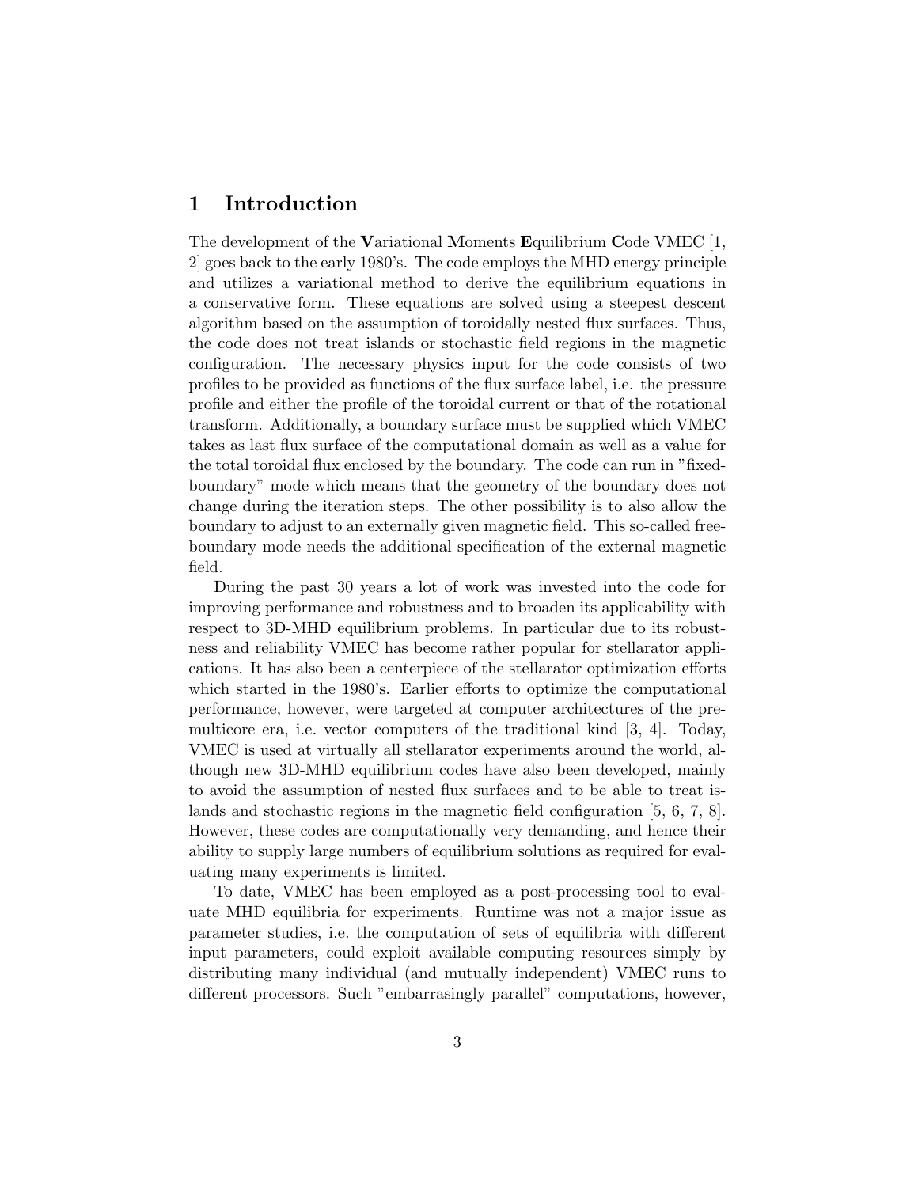# 1 Introduction

The development of the **V**ariational **M**oments **E**quilibrium **C**ode VMEC [1, 2] goes back to the early 1980's. The code employs the MHD energy principle and utilizes a variational method to derive the equilibrium equations in a conservative form. These equations are solved using a steepest descent algorithm based on the assumption of toroidally nested flux surfaces. Thus, the code does not treat islands or stochastic field regions in the magnetic configuration. The necessary physics input for the code consists of two profiles to be provided as functions of the flux surface label, i.e. the pressure profile and either the profile of the toroidal current or that of the rotational transform. Additionally, a boundary surface must be supplied which VMEC takes as last flux surface of the computational domain as well as a value for the total toroidal flux enclosed by the boundary. The code can run in "fixed-boundary" mode which means that the geometry of the boundary does not change during the iteration steps. The other possibility is to also allow the boundary to adjust to an externally given magnetic field. This so-called free-boundary mode needs the additional specification of the external magnetic field.

During the past 30 years a lot of work was invested into the code for improving performance and robustness and to broaden its applicability with respect to 3D-MHD equilibrium problems. In particular due to its robustness and reliability VMEC has become rather popular for stellarator applications. It has also been a centerpiece of the stellarator optimization efforts which started in the 1980's. Earlier efforts to optimize the computational performance, however, were targeted at computer architectures of the pre-multicore era, i.e. vector computers of the traditional kind [3, 4]. Today, VMEC is used at virtually all stellarator experiments around the world, although new 3D-MHD equilibrium codes have also been developed, mainly to avoid the assumption of nested flux surfaces and to be able to treat islands and stochastic regions in the magnetic field configuration [5, 6, 7, 8]. However, these codes are computationally very demanding, and hence their ability to supply large numbers of equilibrium solutions as required for evaluating many experiments is limited.

To date, VMEC has been employed as a post-processing tool to evaluate MHD equilibria for experiments. Runtime was not a major issue as parameter studies, i.e. the computation of sets of equilibria with different input parameters, could exploit available computing resources simply by distributing many individual (and mutually independent) VMEC runs to different processors. Such "embarrasingly parallel" computations, however,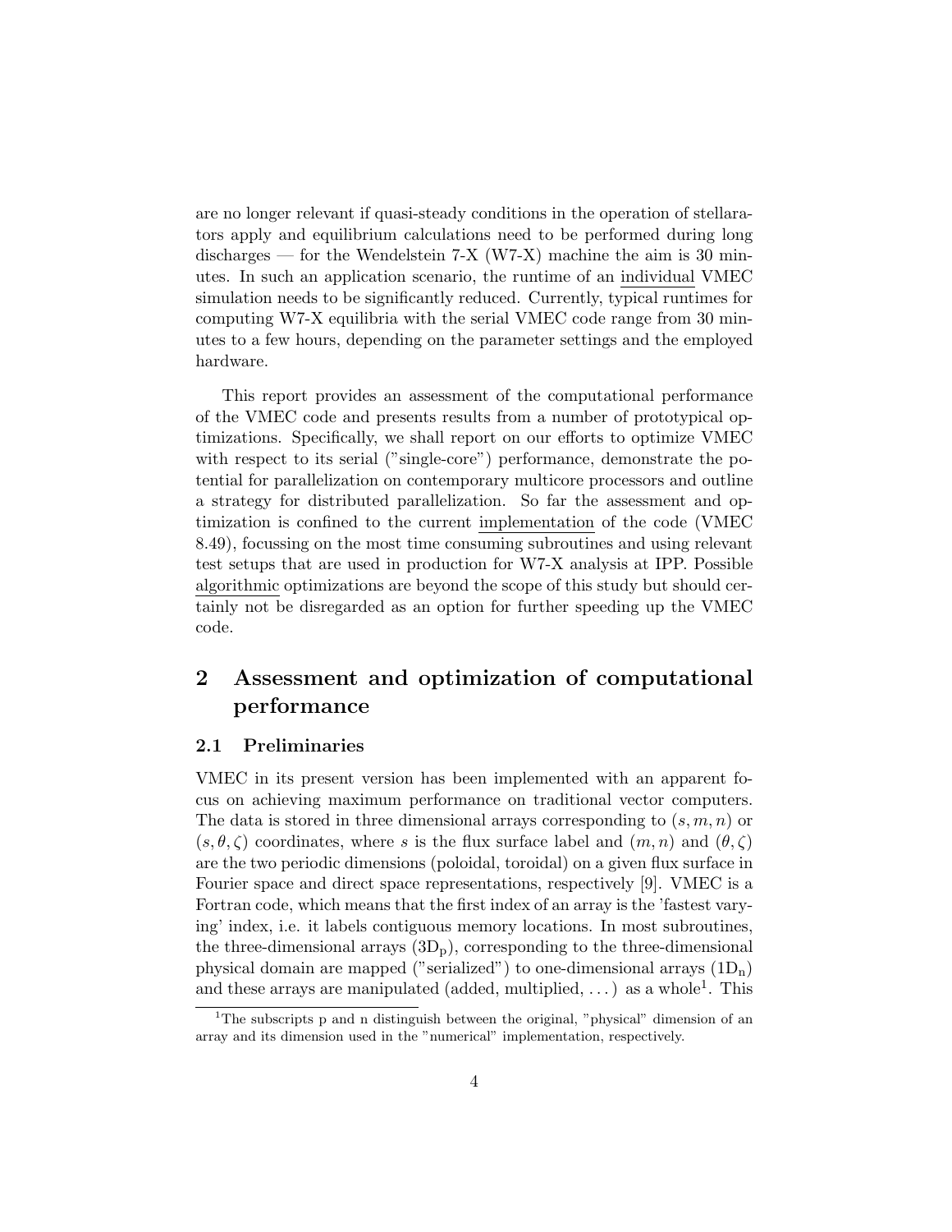are no longer relevant if quasi-steady conditions in the operation of stellarators apply and equilibrium calculations need to be performed during long discharges — for the Wendelstein 7-X (W7-X) machine the aim is 30 minutes. In such an application scenario, the runtime of an individual VMEC simulation needs to be significantly reduced. Currently, typical runtimes for computing W7-X equilibria with the serial VMEC code range from 30 minutes to a few hours, depending on the parameter settings and the employed hardware.

This report provides an assessment of the computational performance of the VMEC code and presents results from a number of prototypical optimizations. Specifically, we shall report on our efforts to optimize VMEC with respect to its serial ("single-core") performance, demonstrate the potential for parallelization on contemporary multicore processors and outline a strategy for distributed parallelization. So far the assessment and optimization is confined to the current implementation of the code (VMEC 8.49), focussing on the most time consuming subroutines and using relevant test setups that are used in production for W7-X analysis at IPP. Possible algorithmic optimizations are beyond the scope of this study but should certainly not be disregarded as an option for further speeding up the VMEC code.

## 2 Assessment and optimization of computational performance

### 2.1 Preliminaries

VMEC in its present version has been implemented with an apparent focus on achieving maximum performance on traditional vector computers. The data is stored in three dimensional arrays corresponding to $(s, m, n)$ or $(s, \theta, \zeta)$ coordinates, where $s$ is the flux surface label and $(m, n)$ and $(\theta, \zeta)$ are the two periodic dimensions (poloidal, toroidal) on a given flux surface in Fourier space and direct space representations, respectively [9]. VMEC is a Fortran code, which means that the first index of an array is the 'fastest varying' index, i.e. it labels contiguous memory locations. In most subroutines, the three-dimensional arrays ($3\mathrm{D}_\mathrm{p}$), corresponding to the three-dimensional physical domain are mapped ("serialized") to one-dimensional arrays ($1\mathrm{D}_\mathrm{n}$) and these arrays are manipulated (added, multiplied, ...) as a whole[1]. This

[1] The subscripts p and n distinguish between the original, "physical" dimension of an array and its dimension used in the "numerical" implementation, respectively.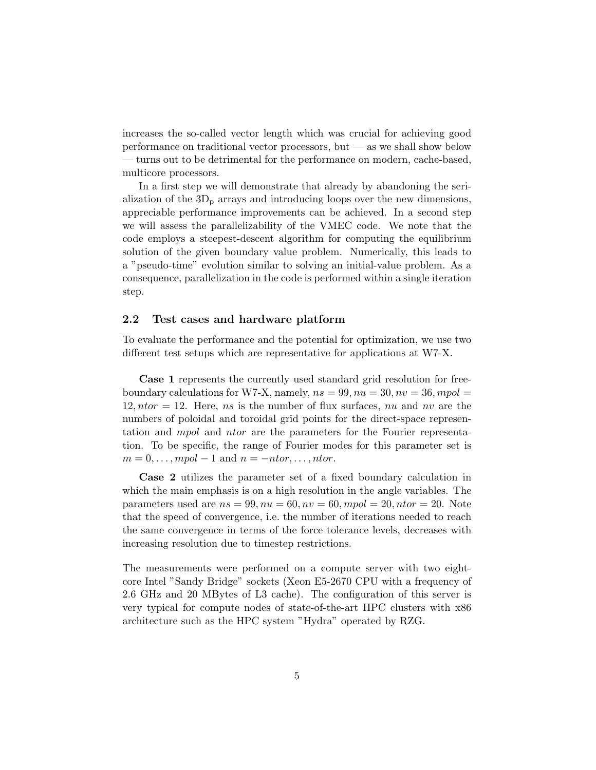increases the so-called vector length which was crucial for achieving good performance on traditional vector processors, but — as we shall show below — turns out to be detrimental for the performance on modern, cache-based, multicore processors.

In a first step we will demonstrate that already by abandoning the serialization of the $3D_p$ arrays and introducing loops over the new dimensions, appreciable performance improvements can be achieved. In a second step we will assess the parallelizability of the VMEC code. We note that the code employs a steepest-descent algorithm for computing the equilibrium solution of the given boundary value problem. Numerically, this leads to a "pseudo-time" evolution similar to solving an initial-value problem. As a consequence, parallelization in the code is performed within a single iteration step.

### 2.2 Test cases and hardware platform

To evaluate the performance and the potential for optimization, we use two different test setups which are representative for applications at W7-X.

**Case 1** represents the currently used standard grid resolution for free-boundary calculations for W7-X, namely, $ns = 99, nu = 30, nv = 36, mpol = 12, ntor = 12$. Here, $ns$ is the number of flux surfaces, $nu$ and $nv$ are the numbers of poloidal and toroidal grid points for the direct-space representation and $mpol$ and $ntor$ are the parameters for the Fourier representation. To be specific, the range of Fourier modes for this parameter set is $m = 0, \ldots, mpol - 1$ and $n = -ntor, \ldots, ntor$.

**Case 2** utilizes the parameter set of a fixed boundary calculation in which the main emphasis is on a high resolution in the angle variables. The parameters used are $ns = 99, nu = 60, nv = 60, mpol = 20, ntor = 20$. Note that the speed of convergence, i.e. the number of iterations needed to reach the same convergence in terms of the force tolerance levels, decreases with increasing resolution due to timestep restrictions.

The measurements were performed on a compute server with two eight-core Intel "Sandy Bridge" sockets (Xeon E5-2670 CPU with a frequency of 2.6 GHz and 20 MBytes of L3 cache). The configuration of this server is very typical for compute nodes of state-of-the-art HPC clusters with x86 architecture such as the HPC system "Hydra" operated by RZG.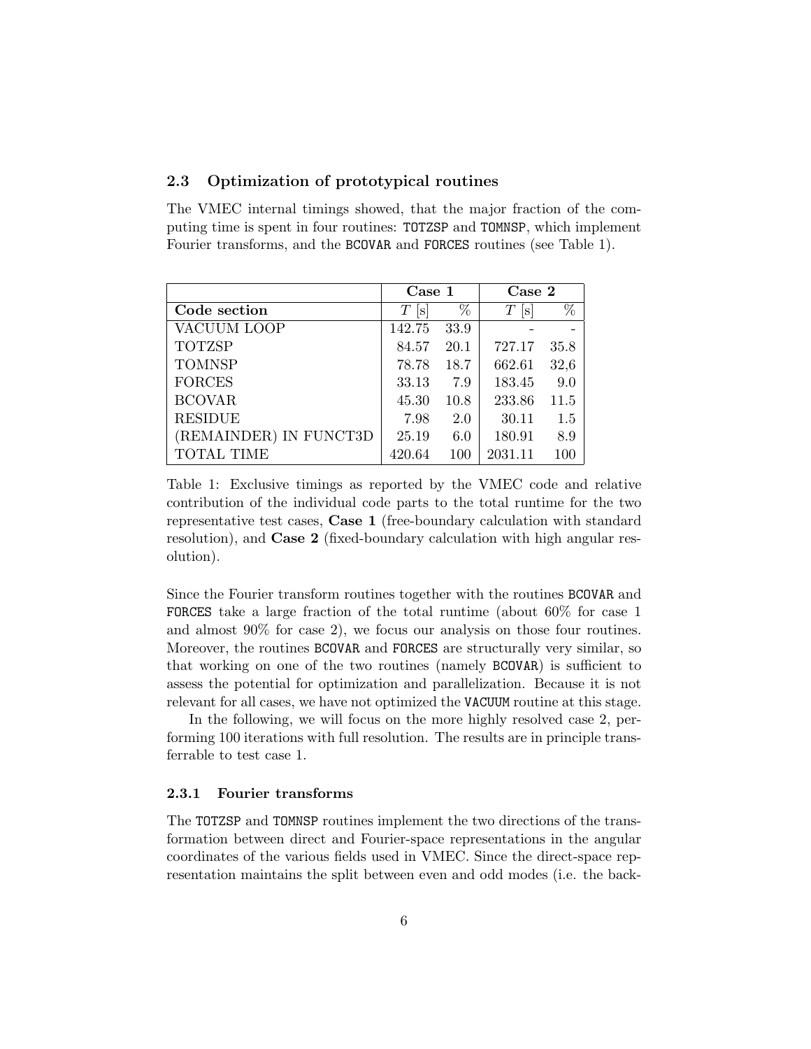### 2.3 Optimization of prototypical routines

The VMEC internal timings showed, that the major fraction of the computing time is spent in four routines: `TOTZSP` and `TOMNSP`, which implement Fourier transforms, and the `BCOVAR` and `FORCES` routines (see Table 1).

| | **Case 1** | | **Case 2** | |
|---|---|---|---|---|
| **Code section** | $T$ [s] | % | $T$ [s] | % |
| VACUUM LOOP | 142.75 | 33.9 | - | - |
| TOTZSP | 84.57 | 20.1 | 727.17 | 35.8 |
| TOMNSP | 78.78 | 18.7 | 662.61 | 32,6 |
| FORCES | 33.13 | 7.9 | 183.45 | 9.0 |
| BCOVAR | 45.30 | 10.8 | 233.86 | 11.5 |
| RESIDUE | 7.98 | 2.0 | 30.11 | 1.5 |
| (REMAINDER) IN FUNCT3D | 25.19 | 6.0 | 180.91 | 8.9 |
| TOTAL TIME | 420.64 | 100 | 2031.11 | 100 |

Table 1: Exclusive timings as reported by the VMEC code and relative contribution of the individual code parts to the total runtime for the two representative test cases, **Case 1** (free-boundary calculation with standard resolution), and **Case 2** (fixed-boundary calculation with high angular resolution).

Since the Fourier transform routines together with the routines `BCOVAR` and `FORCES` take a large fraction of the total runtime (about 60% for case 1 and almost 90% for case 2), we focus our analysis on those four routines. Moreover, the routines `BCOVAR` and `FORCES` are structurally very similar, so that working on one of the two routines (namely `BCOVAR`) is sufficient to assess the potential for optimization and parallelization. Because it is not relevant for all cases, we have not optimized the `VACUUM` routine at this stage.

In the following, we will focus on the more highly resolved case 2, performing 100 iterations with full resolution. The results are in principle transferrable to test case 1.

#### 2.3.1 Fourier transforms

The `TOTZSP` and `TOMNSP` routines implement the two directions of the transformation between direct and Fourier-space representations in the angular coordinates of the various fields used in VMEC. Since the direct-space representation maintains the split between even and odd modes (i.e. the back-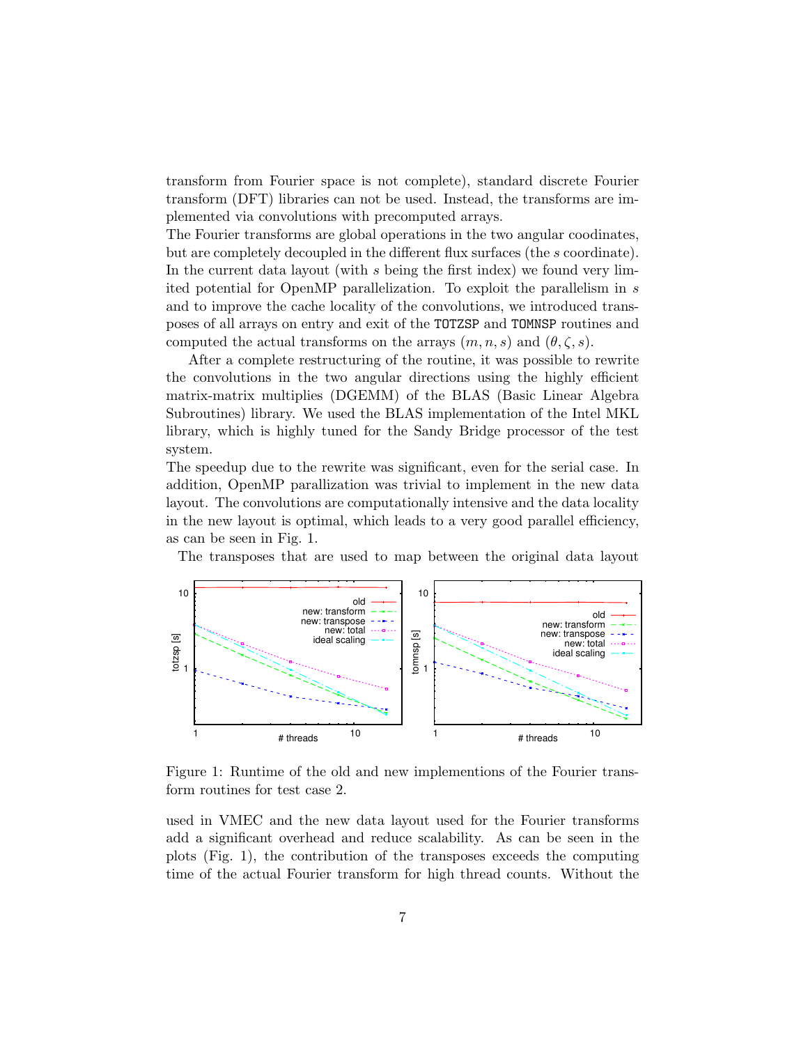transform from Fourier space is not complete), standard discrete Fourier transform (DFT) libraries can not be used. Instead, the transforms are implemented via convolutions with precomputed arrays.
The Fourier transforms are global operations in the two angular coodinates, but are completely decoupled in the different flux surfaces (the $s$ coordinate). In the current data layout (with $s$ being the first index) we found very limited potential for OpenMP parallelization. To exploit the parallelism in $s$ and to improve the cache locality of the convolutions, we introduced transposes of all arrays on entry and exit of the `TOTZSP` and `TOMNSP` routines and computed the actual transforms on the arrays $(m, n, s)$ and $(\theta, \zeta, s)$.

After a complete restructuring of the routine, it was possible to rewrite the convolutions in the two angular directions using the highly efficient matrix-matrix multiplies (DGEMM) of the BLAS (Basic Linear Algebra Subroutines) library. We used the BLAS implementation of the Intel MKL library, which is highly tuned for the Sandy Bridge processor of the test system.
The speedup due to the rewrite was significant, even for the serial case. In addition, OpenMP parallization was trivial to implement in the new data layout. The convolutions are computationally intensive and the data locality in the new layout is optimal, which leads to a very good parallel efficiency, as can be seen in Fig. 1.

The transposes that are used to map between the original data layout used in VMEC and the new data layout used for the Fourier transforms add a significant overhead and reduce scalability. As can be seen in the plots (Fig. 1), the contribution of the transposes exceeds the computing time of the actual Fourier transform for high thread counts. Without the

Figure 1: Runtime of the old and new implementions of the Fourier transform routines for test case 2.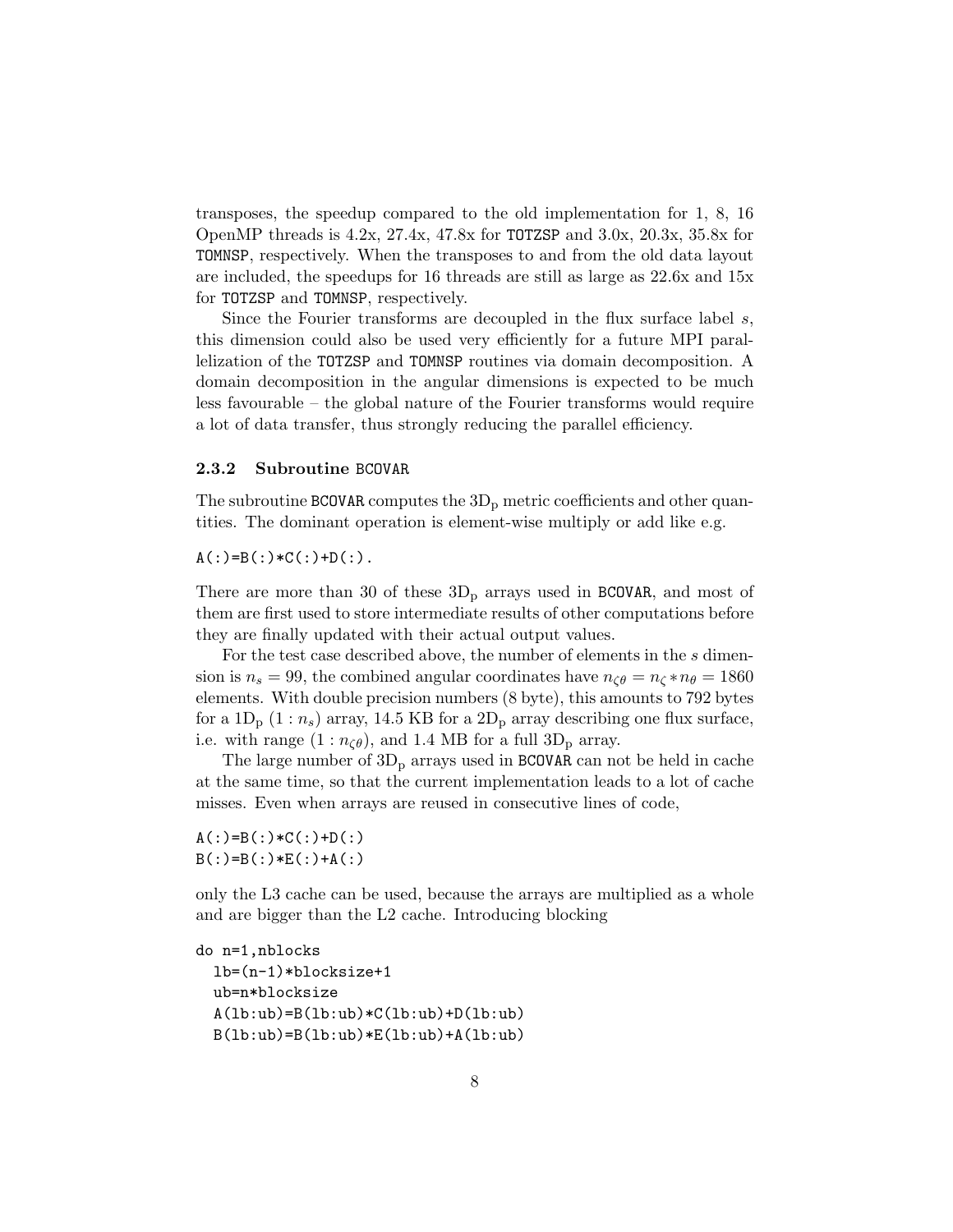transposes, the speedup compared to the old implementation for 1, 8, 16 OpenMP threads is 4.2x, 27.4x, 47.8x for `TOTZSP` and 3.0x, 20.3x, 35.8x for `TOMNSP`, respectively. When the transposes to and from the old data layout are included, the speedups for 16 threads are still as large as 22.6x and 15x for `TOTZSP` and `TOMNSP`, respectively.

Since the Fourier transforms are decoupled in the flux surface label $s$, this dimension could also be used very efficiently for a future MPI parallelization of the `TOTZSP` and `TOMNSP` routines via domain decomposition. A domain decomposition in the angular dimensions is expected to be much less favourable – the global nature of the Fourier transforms would require a lot of data transfer, thus strongly reducing the parallel efficiency.

### 2.3.2 Subroutine `BCOVAR`

The subroutine `BCOVAR` computes the $3\text{D}_\text{p}$ metric coefficients and other quantities. The dominant operation is element-wise multiply or add like e.g.

```
A(:)=B(:)*C(:)+D(:).
```

There are more than 30 of these $3\text{D}_\text{p}$ arrays used in `BCOVAR`, and most of them are first used to store intermediate results of other computations before they are finally updated with their actual output values.

For the test case described above, the number of elements in the $s$ dimension is $n_s = 99$, the combined angular coordinates have $n_{\zeta\theta} = n_\zeta * n_\theta = 1860$ elements. With double precision numbers (8 byte), this amounts to 792 bytes for a $1\text{D}_\text{p}$ $(1 : n_s)$ array, 14.5 KB for a $2\text{D}_\text{p}$ array describing one flux surface, i.e. with range $(1 : n_{\zeta\theta})$, and 1.4 MB for a full $3\text{D}_\text{p}$ array.

The large number of $3\text{D}_\text{p}$ arrays used in `BCOVAR` can not be held in cache at the same time, so that the current implementation leads to a lot of cache misses. Even when arrays are reused in consecutive lines of code,

```
A(:)=B(:)*C(:)+D(:)
B(:)=B(:)*E(:)+A(:)
```

only the L3 cache can be used, because the arrays are multiplied as a whole and are bigger than the L2 cache. Introducing blocking

```
do n=1,nblocks
  lb=(n-1)*blocksize+1
  ub=n*blocksize
  A(lb:ub)=B(lb:ub)*C(lb:ub)+D(lb:ub)
  B(lb:ub)=B(lb:ub)*E(lb:ub)+A(lb:ub)
```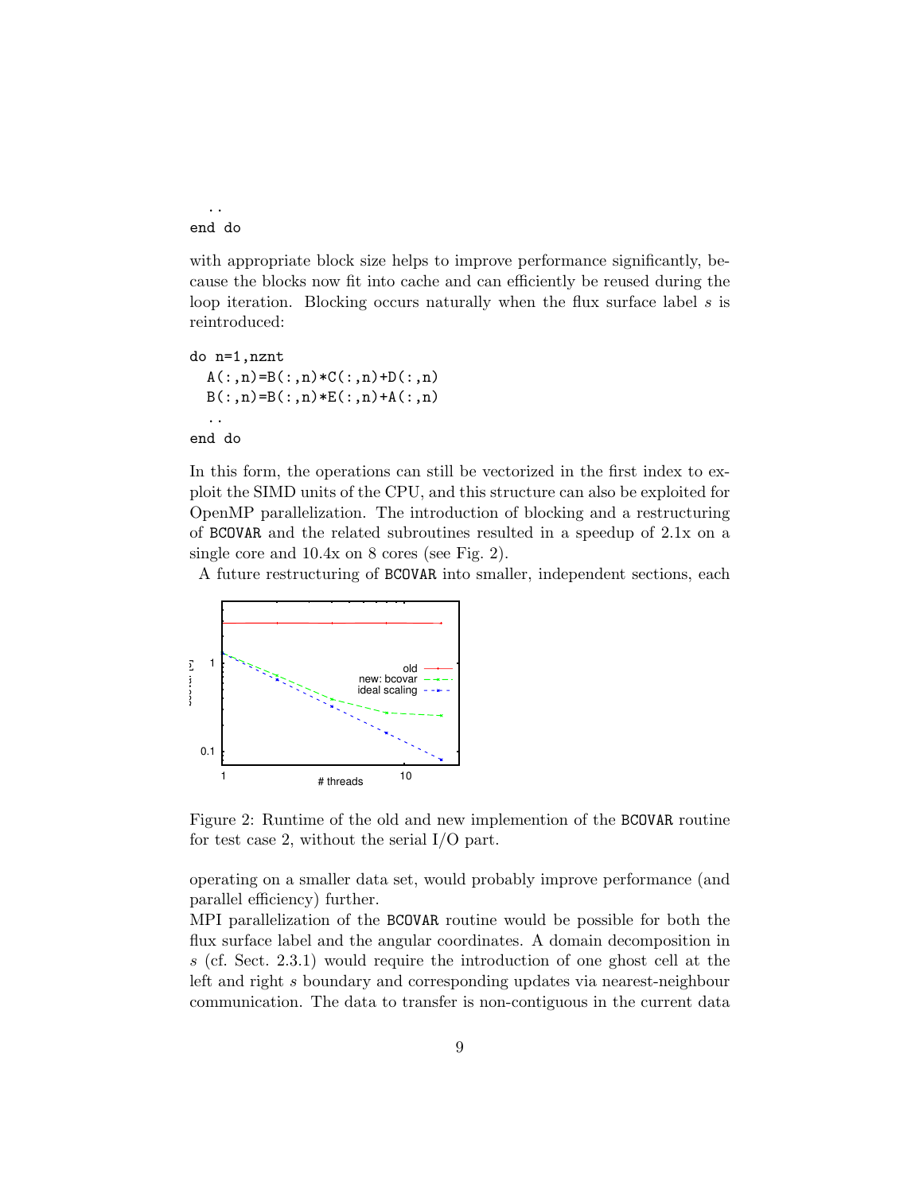```
  ..
end do
```

with appropriate block size helps to improve performance significantly, because the blocks now fit into cache and can efficiently be reused during the loop iteration. Blocking occurs naturally when the flux surface label $s$ is reintroduced:

```
do n=1,nznt
  A(:,n)=B(:,n)*C(:,n)+D(:,n)
  B(:,n)=B(:,n)*E(:,n)+A(:,n)
  ..
end do
```

In this form, the operations can still be vectorized in the first index to exploit the SIMD units of the CPU, and this structure can also be exploited for OpenMP parallelization. The introduction of blocking and a restructuring of BCOVAR and the related subroutines resulted in a speedup of 2.1x on a single core and 10.4x on 8 cores (see Fig. 2).

A future restructuring of BCOVAR into smaller, independent sections, each operating on a smaller data set, would probably improve performance (and parallel efficiency) further.

Figure 2: Runtime of the old and new implemention of the BCOVAR routine for test case 2, without the serial I/O part.

MPI parallelization of the BCOVAR routine would be possible for both the flux surface label and the angular coordinates. A domain decomposition in $s$ (cf. Sect. 2.3.1) would require the introduction of one ghost cell at the left and right $s$ boundary and corresponding updates via nearest-neighbour communication. The data to transfer is non-contiguous in the current data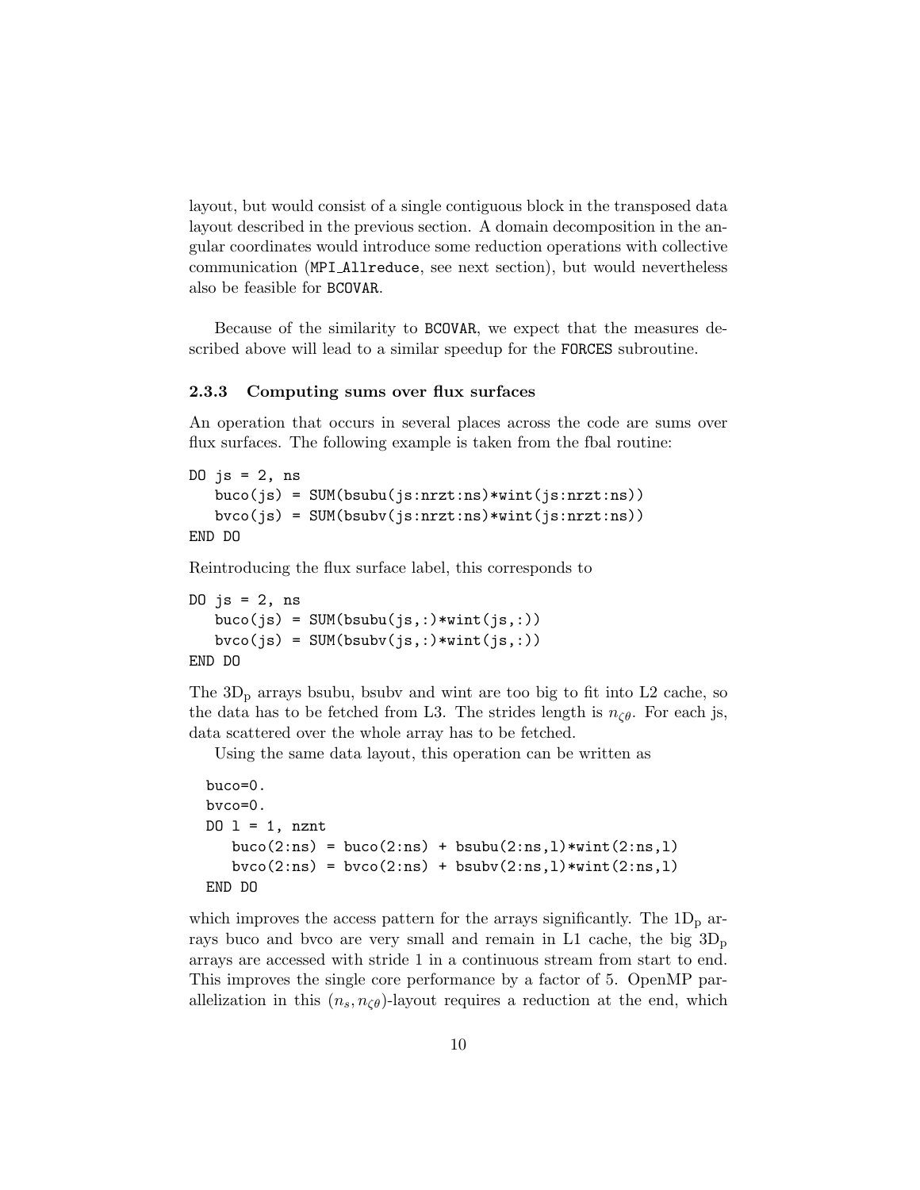layout, but would consist of a single contiguous block in the transposed data layout described in the previous section. A domain decomposition in the angular coordinates would introduce some reduction operations with collective communication (MPI_Allreduce, see next section), but would nevertheless also be feasible for BCOVAR.

Because of the similarity to BCOVAR, we expect that the measures described above will lead to a similar speedup for the FORCES subroutine.

### 2.3.3 Computing sums over flux surfaces

An operation that occurs in several places across the code are sums over flux surfaces. The following example is taken from the fbal routine:

```
DO js = 2, ns
   buco(js) = SUM(bsubu(js:nrzt:ns)*wint(js:nrzt:ns))
   bvco(js) = SUM(bsubv(js:nrzt:ns)*wint(js:nrzt:ns))
END DO
```

Reintroducing the flux surface label, this corresponds to

```
DO js = 2, ns
   buco(js) = SUM(bsubu(js,:)*wint(js,:))
   bvco(js) = SUM(bsubv(js,:)*wint(js,:))
END DO
```

The $3\mathrm{D_p}$ arrays bsubu, bsubv and wint are too big to fit into L2 cache, so the data has to be fetched from L3. The strides length is $n_{\zeta\theta}$. For each js, data scattered over the whole array has to be fetched.

Using the same data layout, this operation can be written as

```
buco=0.
bvco=0.
DO l = 1, nznt
   buco(2:ns) = buco(2:ns) + bsubu(2:ns,l)*wint(2:ns,l)
   bvco(2:ns) = bvco(2:ns) + bsubv(2:ns,l)*wint(2:ns,l)
END DO
```

which improves the access pattern for the arrays significantly. The $1\mathrm{D_p}$ arrays buco and bvco are very small and remain in L1 cache, the big $3\mathrm{D_p}$ arrays are accessed with stride 1 in a continuous stream from start to end. This improves the single core performance by a factor of 5. OpenMP parallelization in this $(n_s, n_{\zeta\theta})$-layout requires a reduction at the end, which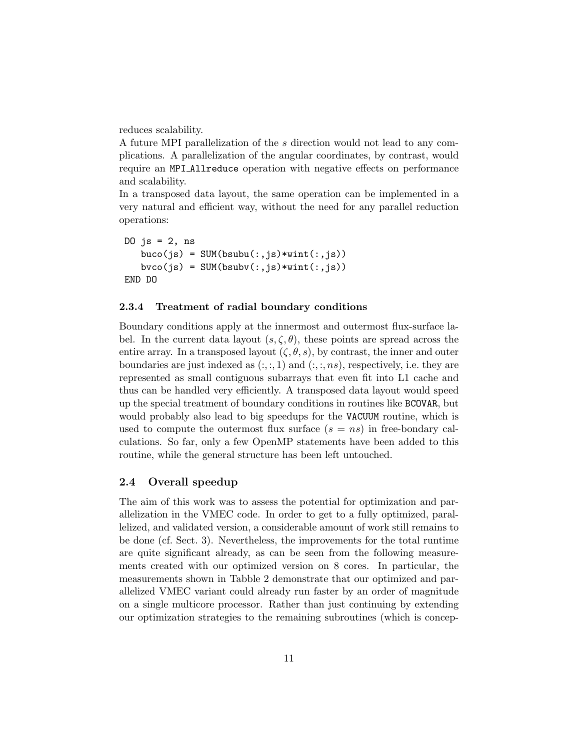reduces scalability.

A future MPI parallelization of the $s$ direction would not lead to any complications. A parallelization of the angular coordinates, by contrast, would require an `MPI_Allreduce` operation with negative effects on performance and scalability.

In a transposed data layout, the same operation can be implemented in a very natural and efficient way, without the need for any parallel reduction operations:

```
DO js = 2, ns
   buco(js) = SUM(bsubu(:,js)*wint(:,js))
   bvco(js) = SUM(bsubv(:,js)*wint(:,js))
END DO
```

#### 2.3.4 Treatment of radial boundary conditions

Boundary conditions apply at the innermost and outermost flux-surface label. In the current data layout $(s, \zeta, \theta)$, these points are spread across the entire array. In a transposed layout $(\zeta, \theta, s)$, by contrast, the inner and outer boundaries are just indexed as $(:,:,1)$ and $(:,:,ns)$, respectively, i.e. they are represented as small contiguous subarrays that even fit into L1 cache and thus can be handled very efficiently. A transposed data layout would speed up the special treatment of boundary conditions in routines like `BCOVAR`, but would probably also lead to big speedups for the `VACUUM` routine, which is used to compute the outermost flux surface ($s = ns$) in free-bondary calculations. So far, only a few OpenMP statements have been added to this routine, while the general structure has been left untouched.

### 2.4 Overall speedup

The aim of this work was to assess the potential for optimization and parallelization in the VMEC code. In order to get to a fully optimized, parallelized, and validated version, a considerable amount of work still remains to be done (cf. Sect. 3). Nevertheless, the improvements for the total runtime are quite significant already, as can be seen from the following measurements created with our optimized version on 8 cores. In particular, the measurements shown in Tabble 2 demonstrate that our optimized and parallelized VMEC variant could already run faster by an order of magnitude on a single multicore processor. Rather than just continuing by extending our optimization strategies to the remaining subroutines (which is concep-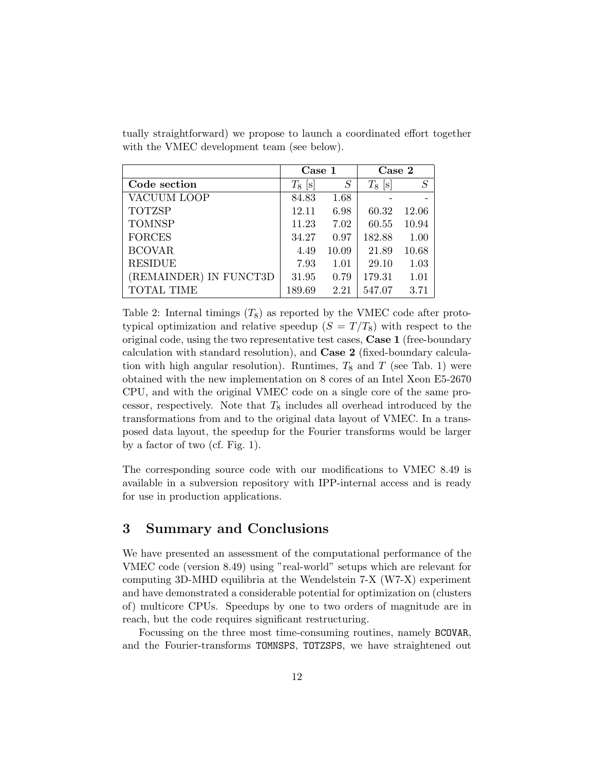tually straightforward) we propose to launch a coordinated effort together with the VMEC development team (see below).

| | **Case 1** | | **Case 2** | |
|---|---|---|---|---|
| **Code section** | $T_8$ [s] | $S$ | $T_8$ [s] | $S$ |
| VACUUM LOOP | 84.83 | 1.68 | - | - |
| TOTZSP | 12.11 | 6.98 | 60.32 | 12.06 |
| TOMNSP | 11.23 | 7.02 | 60.55 | 10.94 |
| FORCES | 34.27 | 0.97 | 182.88 | 1.00 |
| BCOVAR | 4.49 | 10.09 | 21.89 | 10.68 |
| RESIDUE | 7.93 | 1.01 | 29.10 | 1.03 |
| (REMAINDER) IN FUNCT3D | 31.95 | 0.79 | 179.31 | 1.01 |
| TOTAL TIME | 189.69 | 2.21 | 547.07 | 3.71 |

Table 2: Internal timings ($T_8$) as reported by the VMEC code after prototypical optimization and relative speedup ($S = T/T_8$) with respect to the original code, using the two representative test cases, **Case 1** (free-boundary calculation with standard resolution), and **Case 2** (fixed-boundary calculation with high angular resolution). Runtimes, $T_8$ and $T$ (see Tab. 1) were obtained with the new implementation on 8 cores of an Intel Xeon E5-2670 CPU, and with the original VMEC code on a single core of the same processor, respectively. Note that $T_8$ includes all overhead introduced by the transformations from and to the original data layout of VMEC. In a transposed data layout, the speedup for the Fourier transforms would be larger by a factor of two (cf. Fig. 1).

The corresponding source code with our modifications to VMEC 8.49 is available in a subversion repository with IPP-internal access and is ready for use in production applications.

## 3 Summary and Conclusions

We have presented an assessment of the computational performance of the VMEC code (version 8.49) using "real-world" setups which are relevant for computing 3D-MHD equilibria at the Wendelstein 7-X (W7-X) experiment and have demonstrated a considerable potential for optimization on (clusters of) multicore CPUs. Speedups by one to two orders of magnitude are in reach, but the code requires significant restructuring.

Focussing on the three most time-consuming routines, namely `BCOVAR`, and the Fourier-transforms `TOMNSPS`, `TOTZSPS`, we have straightened out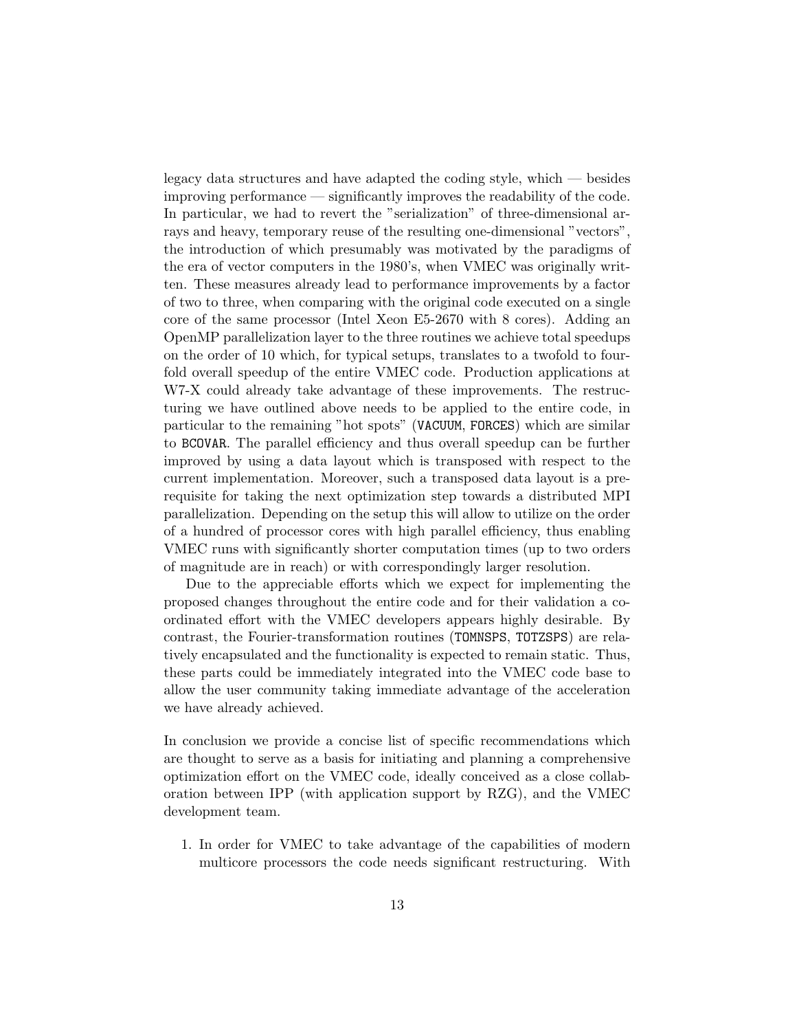legacy data structures and have adapted the coding style, which — besides improving performance — significantly improves the readability of the code. In particular, we had to revert the "serialization" of three-dimensional arrays and heavy, temporary reuse of the resulting one-dimensional "vectors", the introduction of which presumably was motivated by the paradigms of the era of vector computers in the 1980's, when VMEC was originally written. These measures already lead to performance improvements by a factor of two to three, when comparing with the original code executed on a single core of the same processor (Intel Xeon E5-2670 with 8 cores). Adding an OpenMP parallelization layer to the three routines we achieve total speedups on the order of 10 which, for typical setups, translates to a twofold to fourfold overall speedup of the entire VMEC code. Production applications at W7-X could already take advantage of these improvements. The restructuring we have outlined above needs to be applied to the entire code, in particular to the remaining "hot spots" (`VACUUM`, `FORCES`) which are similar to `BCOVAR`. The parallel efficiency and thus overall speedup can be further improved by using a data layout which is transposed with respect to the current implementation. Moreover, such a transposed data layout is a prerequisite for taking the next optimization step towards a distributed MPI parallelization. Depending on the setup this will allow to utilize on the order of a hundred of processor cores with high parallel efficiency, thus enabling VMEC runs with significantly shorter computation times (up to two orders of magnitude are in reach) or with correspondingly larger resolution.

Due to the appreciable efforts which we expect for implementing the proposed changes throughout the entire code and for their validation a coordinated effort with the VMEC developers appears highly desirable. By contrast, the Fourier-transformation routines (`TOMNSPS`, `TOTZSPS`) are relatively encapsulated and the functionality is expected to remain static. Thus, these parts could be immediately integrated into the VMEC code base to allow the user community taking immediate advantage of the acceleration we have already achieved.

In conclusion we provide a concise list of specific recommendations which are thought to serve as a basis for initiating and planning a comprehensive optimization effort on the VMEC code, ideally conceived as a close collaboration between IPP (with application support by RZG), and the VMEC development team.

1. In order for VMEC to take advantage of the capabilities of modern multicore processors the code needs significant restructuring. With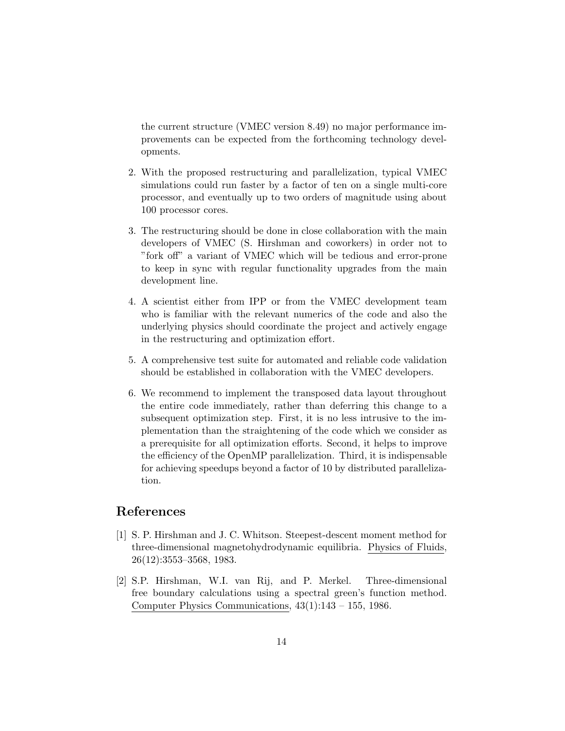the current structure (VMEC version 8.49) no major performance improvements can be expected from the forthcoming technology developments.

2. With the proposed restructuring and parallelization, typical VMEC simulations could run faster by a factor of ten on a single multi-core processor, and eventually up to two orders of magnitude using about 100 processor cores.

3. The restructuring should be done in close collaboration with the main developers of VMEC (S. Hirshman and coworkers) in order not to "fork off" a variant of VMEC which will be tedious and error-prone to keep in sync with regular functionality upgrades from the main development line.

4. A scientist either from IPP or from the VMEC development team who is familiar with the relevant numerics of the code and also the underlying physics should coordinate the project and actively engage in the restructuring and optimization effort.

5. A comprehensive test suite for automated and reliable code validation should be established in collaboration with the VMEC developers.

6. We recommend to implement the transposed data layout throughout the entire code immediately, rather than deferring this change to a subsequent optimization step. First, it is no less intrusive to the implementation than the straightening of the code which we consider as a prerequisite for all optimization efforts. Second, it helps to improve the efficiency of the OpenMP parallelization. Third, it is indispensable for achieving speedups beyond a factor of 10 by distributed parallelization.

## References

[1] S. P. Hirshman and J. C. Whitson. Steepest-descent moment method for three-dimensional magnetohydrodynamic equilibria. Physics of Fluids, 26(12):3553–3568, 1983.

[2] S.P. Hirshman, W.I. van Rij, and P. Merkel. Three-dimensional free boundary calculations using a spectral green's function method. Computer Physics Communications, 43(1):143 – 155, 1986.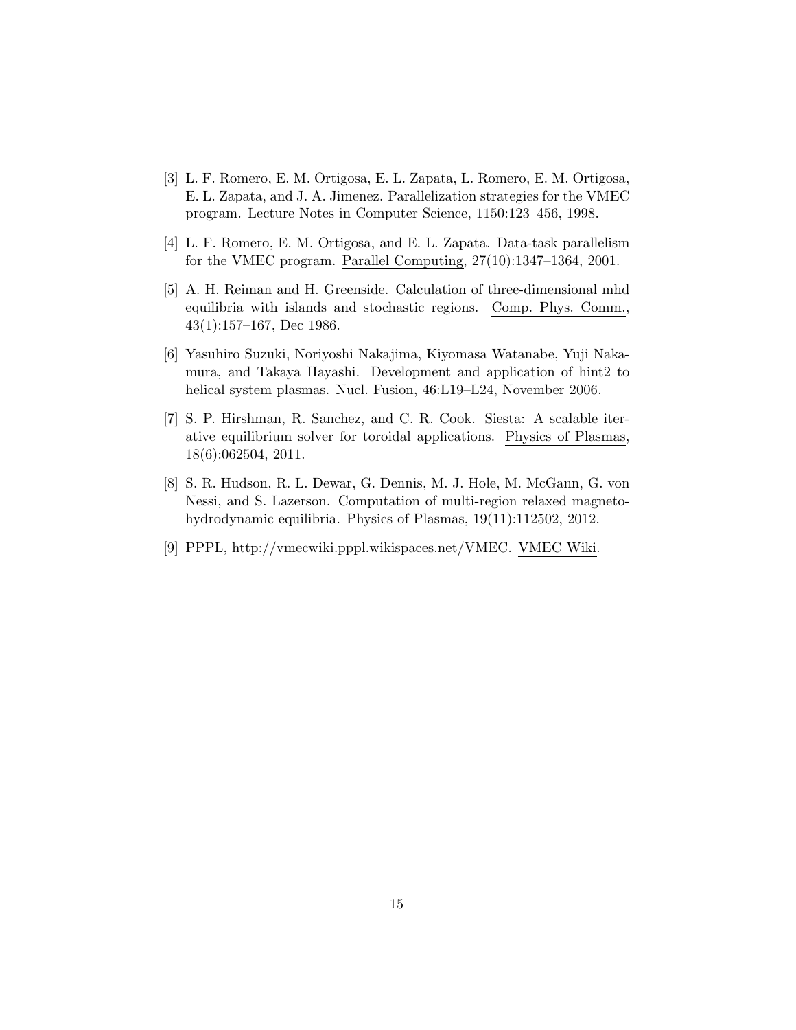[3] L. F. Romero, E. M. Ortigosa, E. L. Zapata, L. Romero, E. M. Ortigosa, E. L. Zapata, and J. A. Jimenez. Parallelization strategies for the VMEC program. Lecture Notes in Computer Science, 1150:123–456, 1998.

[4] L. F. Romero, E. M. Ortigosa, and E. L. Zapata. Data-task parallelism for the VMEC program. Parallel Computing, 27(10):1347–1364, 2001.

[5] A. H. Reiman and H. Greenside. Calculation of three-dimensional mhd equilibria with islands and stochastic regions. Comp. Phys. Comm., 43(1):157–167, Dec 1986.

[6] Yasuhiro Suzuki, Noriyoshi Nakajima, Kiyomasa Watanabe, Yuji Nakamura, and Takaya Hayashi. Development and application of hint2 to helical system plasmas. Nucl. Fusion, 46:L19–L24, November 2006.

[7] S. P. Hirshman, R. Sanchez, and C. R. Cook. Siesta: A scalable iterative equilibrium solver for toroidal applications. Physics of Plasmas, 18(6):062504, 2011.

[8] S. R. Hudson, R. L. Dewar, G. Dennis, M. J. Hole, M. McGann, G. von Nessi, and S. Lazerson. Computation of multi-region relaxed magnetohydrodynamic equilibria. Physics of Plasmas, 19(11):112502, 2012.

[9] PPPL, http://vmecwiki.pppl.wikispaces.net/VMEC. VMEC Wiki.